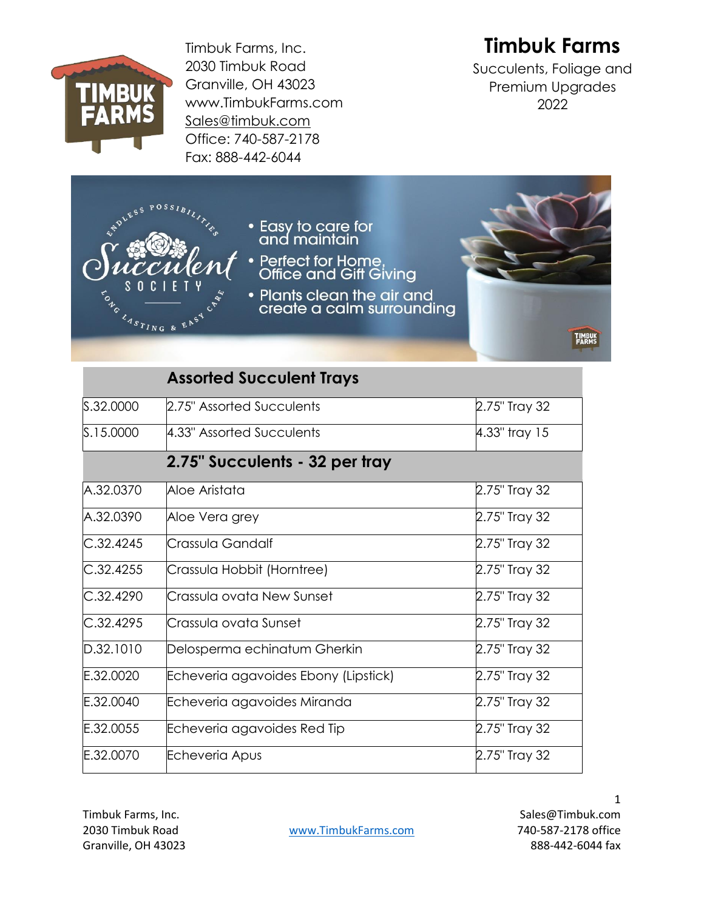Timbuk Farms, Inc.
2030 Timbuk Road
Granville, OH 43023
www.TimbukFarms.com
Sales@timbuk.com
Office: 740-587-2178
Fax: 888-442-6044

# Timbuk Farms

Succulents, Foliage and Premium Upgrades
2022

- Easy to care for and maintain
- Perfect for Home, Office and Gift Giving
- Plants clean the air and create a calm surrounding

| | **Assorted Succulent Trays** | |
|---|---|---|
| S.32.0000 | 2.75" Assorted Succulents | 2.75" Tray 32 |
| S.15.0000 | 4.33" Assorted Succulents | 4.33" tray 15 |
| | **2.75" Succulents - 32 per tray** | |
| A.32.0370 | Aloe Aristata | 2.75" Tray 32 |
| A.32.0390 | Aloe Vera grey | 2.75" Tray 32 |
| C.32.4245 | Crassula Gandalf | 2.75" Tray 32 |
| C.32.4255 | Crassula Hobbit (Horntree) | 2.75" Tray 32 |
| C.32.4290 | Crassula ovata New Sunset | 2.75" Tray 32 |
| C.32.4295 | Crassula ovata Sunset | 2.75" Tray 32 |
| D.32.1010 | Delosperma echinatum Gherkin | 2.75" Tray 32 |
| E.32.0020 | Echeveria agavoides Ebony (Lipstick) | 2.75" Tray 32 |
| E.32.0040 | Echeveria agavoides Miranda | 2.75" Tray 32 |
| E.32.0055 | Echeveria agavoides Red Tip | 2.75" Tray 32 |
| E.32.0070 | Echeveria Apus | 2.75" Tray 32 |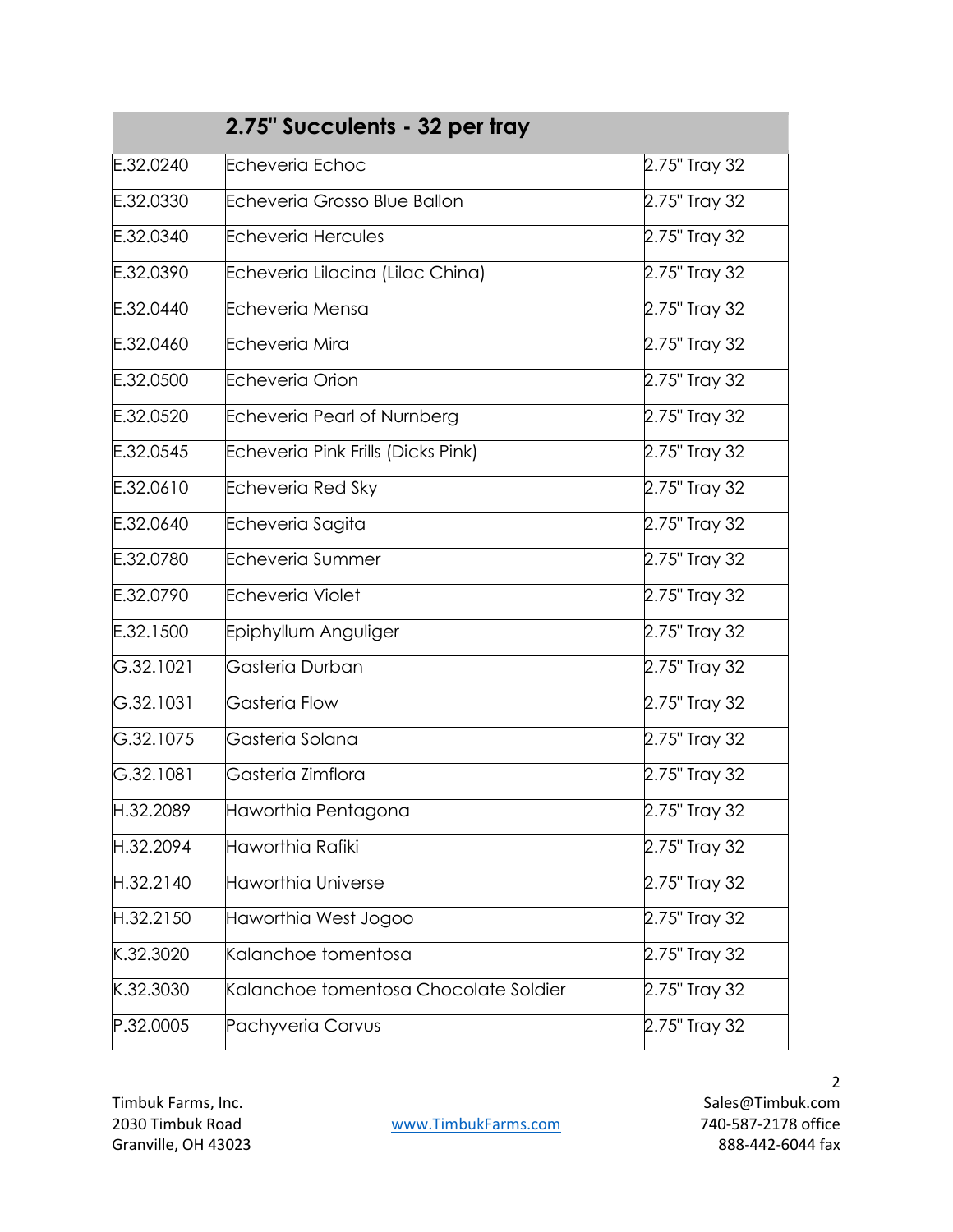| | 2.75" Succulents - 32 per tray | |
|---|---|---|
| E.32.0240 | Echeveria Echoc | 2.75" Tray 32 |
| E.32.0330 | Echeveria Grosso Blue Ballon | 2.75" Tray 32 |
| E.32.0340 | Echeveria Hercules | 2.75" Tray 32 |
| E.32.0390 | Echeveria Lilacina (Lilac China) | 2.75" Tray 32 |
| E.32.0440 | Echeveria Mensa | 2.75" Tray 32 |
| E.32.0460 | Echeveria Mira | 2.75" Tray 32 |
| E.32.0500 | Echeveria Orion | 2.75" Tray 32 |
| E.32.0520 | Echeveria Pearl of Nurnberg | 2.75" Tray 32 |
| E.32.0545 | Echeveria Pink Frills (Dicks Pink) | 2.75" Tray 32 |
| E.32.0610 | Echeveria Red Sky | 2.75" Tray 32 |
| E.32.0640 | Echeveria Sagita | 2.75" Tray 32 |
| E.32.0780 | Echeveria Summer | 2.75" Tray 32 |
| E.32.0790 | Echeveria Violet | 2.75" Tray 32 |
| E.32.1500 | Epiphyllum Anguliger | 2.75" Tray 32 |
| G.32.1021 | Gasteria Durban | 2.75" Tray 32 |
| G.32.1031 | Gasteria Flow | 2.75" Tray 32 |
| G.32.1075 | Gasteria Solana | 2.75" Tray 32 |
| G.32.1081 | Gasteria Zimflora | 2.75" Tray 32 |
| H.32.2089 | Haworthia Pentagona | 2.75" Tray 32 |
| H.32.2094 | Haworthia Rafiki | 2.75" Tray 32 |
| H.32.2140 | Haworthia Universe | 2.75" Tray 32 |
| H.32.2150 | Haworthia West Jogoo | 2.75" Tray 32 |
| K.32.3020 | Kalanchoe tomentosa | 2.75" Tray 32 |
| K.32.3030 | Kalanchoe tomentosa Chocolate Soldier | 2.75" Tray 32 |
| P.32.0005 | Pachyveria Corvus | 2.75" Tray 32 |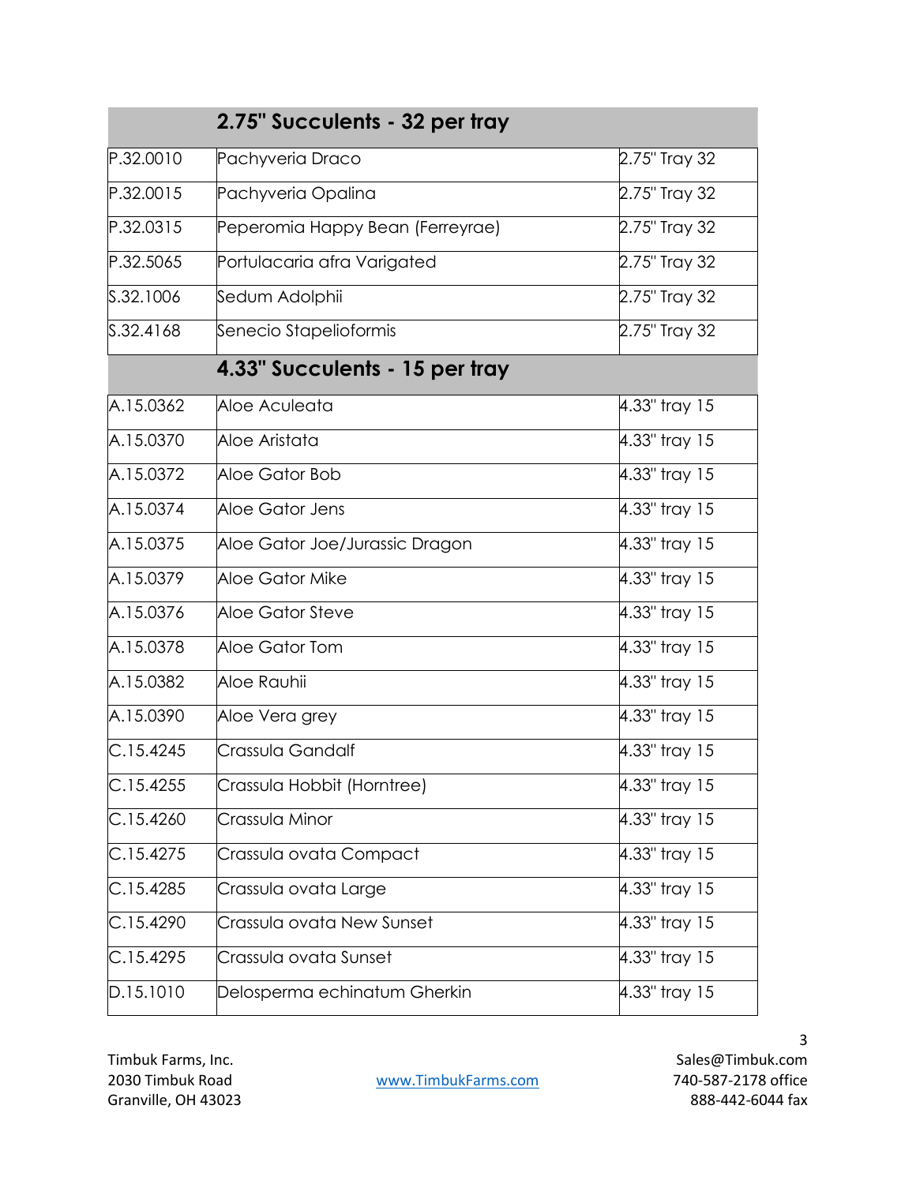| | 2.75" Succulents - 32 per tray | |
|---|---|---|
| P.32.0010 | Pachyveria Draco | 2.75" Tray 32 |
| P.32.0015 | Pachyveria Opalina | 2.75" Tray 32 |
| P.32.0315 | Peperomia Happy Bean (Ferreyrae) | 2.75" Tray 32 |
| P.32.5065 | Portulacaria afra Varigated | 2.75" Tray 32 |
| S.32.1006 | Sedum Adolphii | 2.75" Tray 32 |
| S.32.4168 | Senecio Stapelioformis | 2.75" Tray 32 |
| | **4.33" Succulents - 15 per tray** | |
| A.15.0362 | Aloe Aculeata | 4.33" tray 15 |
| A.15.0370 | Aloe Aristata | 4.33" tray 15 |
| A.15.0372 | Aloe Gator Bob | 4.33" tray 15 |
| A.15.0374 | Aloe Gator Jens | 4.33" tray 15 |
| A.15.0375 | Aloe Gator Joe/Jurassic Dragon | 4.33" tray 15 |
| A.15.0379 | Aloe Gator Mike | 4.33" tray 15 |
| A.15.0376 | Aloe Gator Steve | 4.33" tray 15 |
| A.15.0378 | Aloe Gator Tom | 4.33" tray 15 |
| A.15.0382 | Aloe Rauhii | 4.33" tray 15 |
| A.15.0390 | Aloe Vera grey | 4.33" tray 15 |
| C.15.4245 | Crassula Gandalf | 4.33" tray 15 |
| C.15.4255 | Crassula Hobbit (Horntree) | 4.33" tray 15 |
| C.15.4260 | Crassula Minor | 4.33" tray 15 |
| C.15.4275 | Crassula ovata Compact | 4.33" tray 15 |
| C.15.4285 | Crassula ovata Large | 4.33" tray 15 |
| C.15.4290 | Crassula ovata New Sunset | 4.33" tray 15 |
| C.15.4295 | Crassula ovata Sunset | 4.33" tray 15 |
| D.15.1010 | Delosperma echinatum Gherkin | 4.33" tray 15 |

Timbuk Farms, Inc.
2030 Timbuk Road
Granville, OH 43023

www.TimbukFarms.com

Sales@Timbuk.com
740-587-2178 office
888-442-6044 fax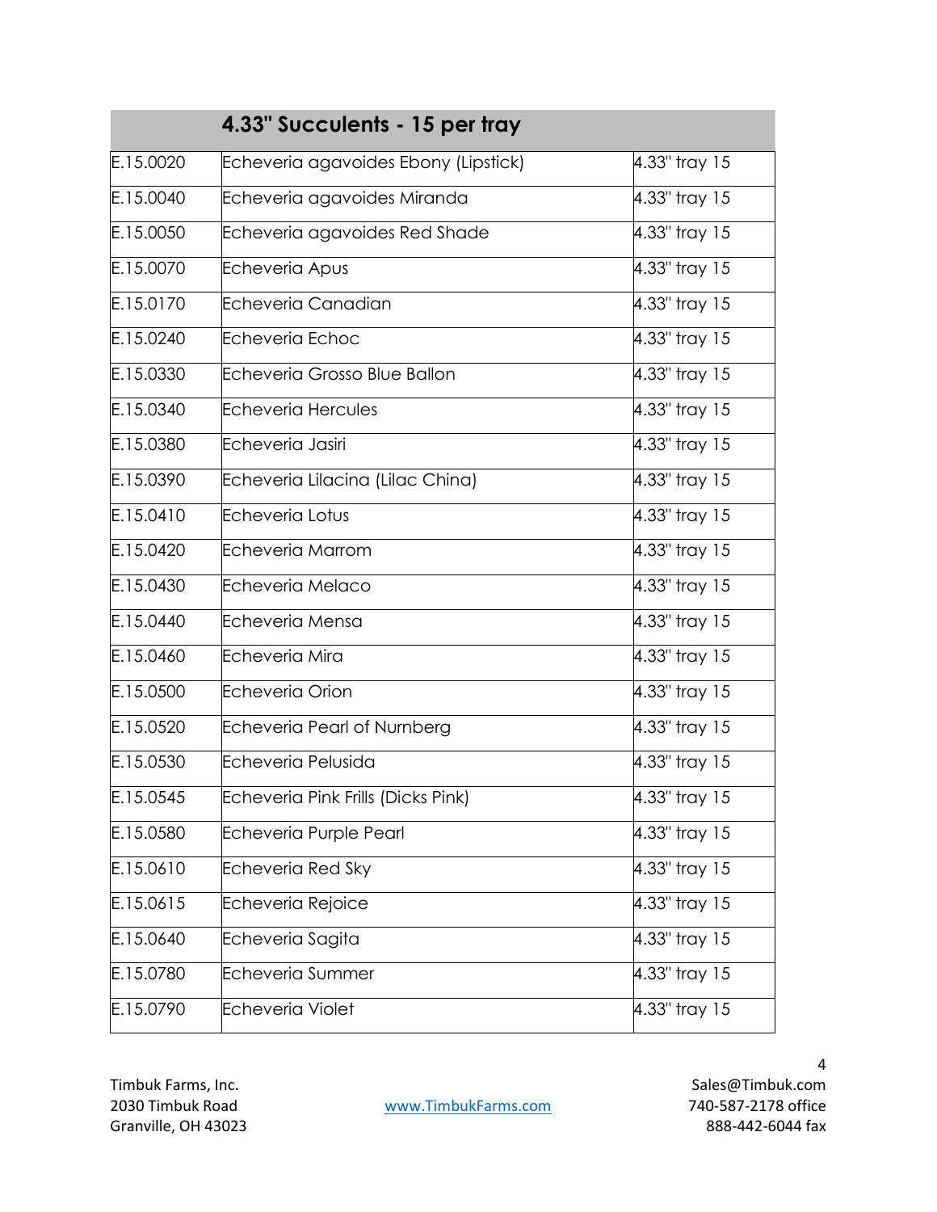| | 4.33" Succulents - 15 per tray | |
|---|---|---|
| E.15.0020 | Echeveria agavoides Ebony (Lipstick) | 4.33" tray 15 |
| E.15.0040 | Echeveria agavoides Miranda | 4.33" tray 15 |
| E.15.0050 | Echeveria agavoides Red Shade | 4.33" tray 15 |
| E.15.0070 | Echeveria Apus | 4.33" tray 15 |
| E.15.0170 | Echeveria Canadian | 4.33" tray 15 |
| E.15.0240 | Echeveria Echoc | 4.33" tray 15 |
| E.15.0330 | Echeveria Grosso Blue Ballon | 4.33" tray 15 |
| E.15.0340 | Echeveria Hercules | 4.33" tray 15 |
| E.15.0380 | Echeveria Jasiri | 4.33" tray 15 |
| E.15.0390 | Echeveria Lilacina (Lilac China) | 4.33" tray 15 |
| E.15.0410 | Echeveria Lotus | 4.33" tray 15 |
| E.15.0420 | Echeveria Marrom | 4.33" tray 15 |
| E.15.0430 | Echeveria Melaco | 4.33" tray 15 |
| E.15.0440 | Echeveria Mensa | 4.33" tray 15 |
| E.15.0460 | Echeveria Mira | 4.33" tray 15 |
| E.15.0500 | Echeveria Orion | 4.33" tray 15 |
| E.15.0520 | Echeveria Pearl of Nurnberg | 4.33" tray 15 |
| E.15.0530 | Echeveria Pelusida | 4.33" tray 15 |
| E.15.0545 | Echeveria Pink Frills (Dicks Pink) | 4.33" tray 15 |
| E.15.0580 | Echeveria Purple Pearl | 4.33" tray 15 |
| E.15.0610 | Echeveria Red Sky | 4.33" tray 15 |
| E.15.0615 | Echeveria Rejoice | 4.33" tray 15 |
| E.15.0640 | Echeveria Sagita | 4.33" tray 15 |
| E.15.0780 | Echeveria Summer | 4.33" tray 15 |
| E.15.0790 | Echeveria Violet | 4.33" tray 15 |

Timbuk Farms, Inc.
2030 Timbuk Road
Granville, OH 43023

www.TimbukFarms.com

Sales@Timbuk.com
740-587-2178 office
888-442-6044 fax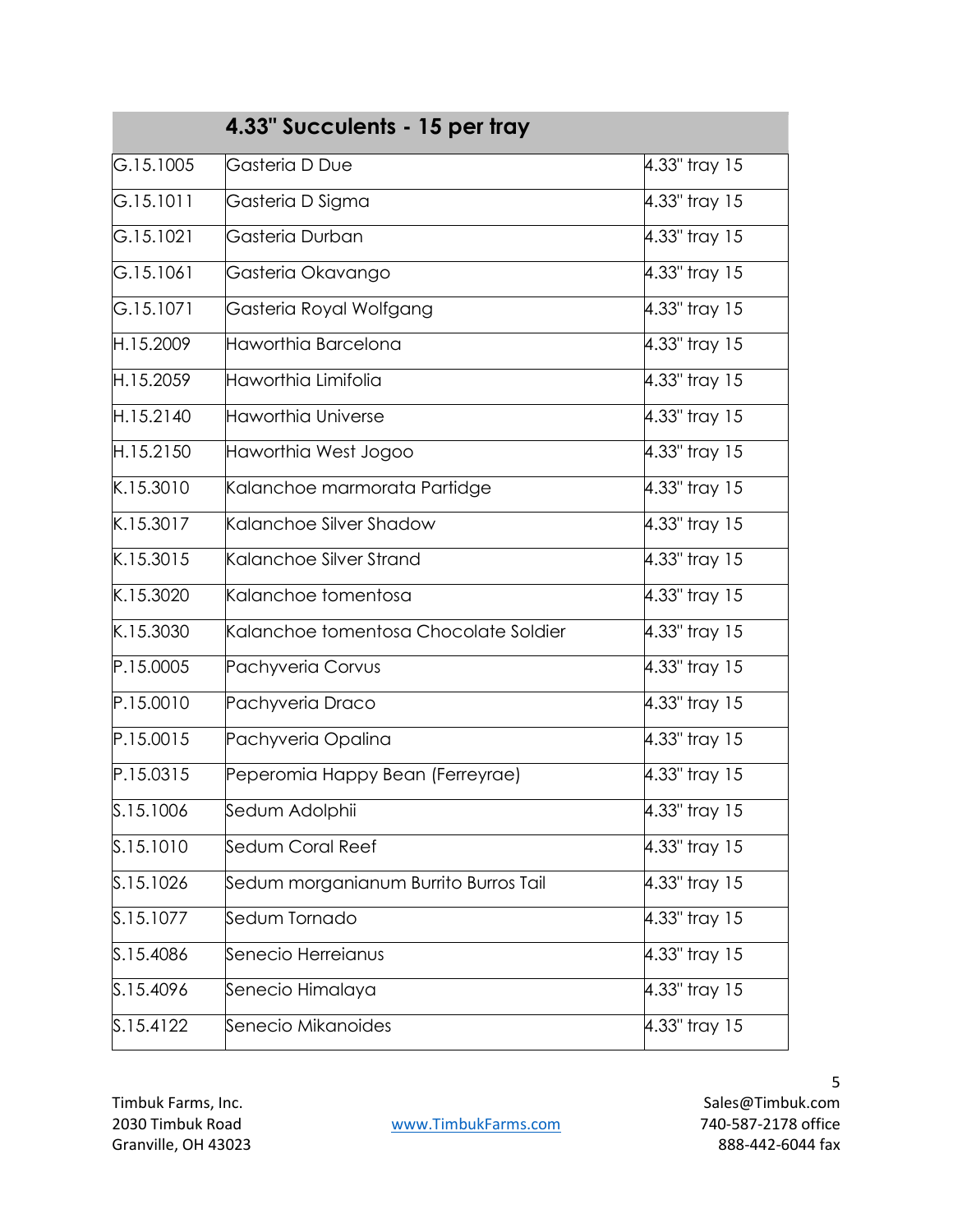| | 4.33" Succulents - 15 per tray | |
|---|---|---|
| G.15.1005 | Gasteria D Due | 4.33" tray 15 |
| G.15.1011 | Gasteria D Sigma | 4.33" tray 15 |
| G.15.1021 | Gasteria Durban | 4.33" tray 15 |
| G.15.1061 | Gasteria Okavango | 4.33" tray 15 |
| G.15.1071 | Gasteria Royal Wolfgang | 4.33" tray 15 |
| H.15.2009 | Haworthia Barcelona | 4.33" tray 15 |
| H.15.2059 | Haworthia Limifolia | 4.33" tray 15 |
| H.15.2140 | Haworthia Universe | 4.33" tray 15 |
| H.15.2150 | Haworthia West Jogoo | 4.33" tray 15 |
| K.15.3010 | Kalanchoe marmorata Partidge | 4.33" tray 15 |
| K.15.3017 | Kalanchoe Silver Shadow | 4.33" tray 15 |
| K.15.3015 | Kalanchoe Silver Strand | 4.33" tray 15 |
| K.15.3020 | Kalanchoe tomentosa | 4.33" tray 15 |
| K.15.3030 | Kalanchoe tomentosa Chocolate Soldier | 4.33" tray 15 |
| P.15.0005 | Pachyveria Corvus | 4.33" tray 15 |
| P.15.0010 | Pachyveria Draco | 4.33" tray 15 |
| P.15.0015 | Pachyveria Opalina | 4.33" tray 15 |
| P.15.0315 | Peperomia Happy Bean (Ferreyrae) | 4.33" tray 15 |
| S.15.1006 | Sedum Adolphii | 4.33" tray 15 |
| S.15.1010 | Sedum Coral Reef | 4.33" tray 15 |
| S.15.1026 | Sedum morganianum Burrito Burros Tail | 4.33" tray 15 |
| S.15.1077 | Sedum Tornado | 4.33" tray 15 |
| S.15.4086 | Senecio Herreianus | 4.33" tray 15 |
| S.15.4096 | Senecio Himalaya | 4.33" tray 15 |
| S.15.4122 | Senecio Mikanoides | 4.33" tray 15 |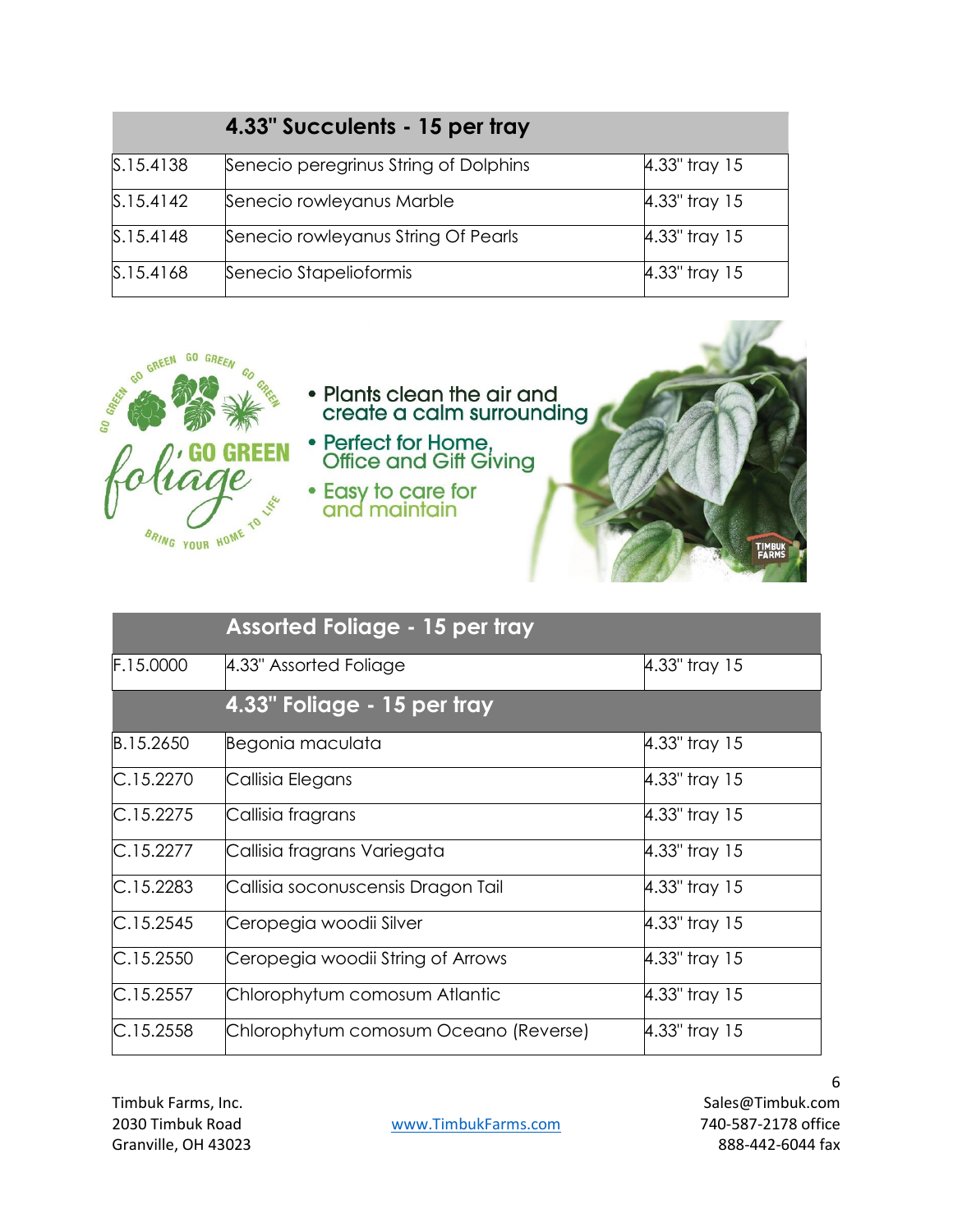| | 4.33" Succulents - 15 per tray | |
|---|---|---|
| S.15.4138 | Senecio peregrinus String of Dolphins | 4.33" tray 15 |
| S.15.4142 | Senecio rowleyanus Marble | 4.33" tray 15 |
| S.15.4148 | Senecio rowleyanus String Of Pearls | 4.33" tray 15 |
| S.15.4168 | Senecio Stapelioformis | 4.33" tray 15 |

GO GREEN foliage

BRING YOUR HOME TO LIFE

- Plants clean the air and create a calm surrounding
- Perfect for Home, Office and Gift Giving
- Easy to care for and maintain

| | Assorted Foliage - 15 per tray | |
|---|---|---|
| F.15.0000 | 4.33" Assorted Foliage | 4.33" tray 15 |
| | **4.33" Foliage - 15 per tray** | |
| B.15.2650 | Begonia maculata | 4.33" tray 15 |
| C.15.2270 | Callisia Elegans | 4.33" tray 15 |
| C.15.2275 | Callisia fragrans | 4.33" tray 15 |
| C.15.2277 | Callisia fragrans Variegata | 4.33" tray 15 |
| C.15.2283 | Callisia soconuscensis Dragon Tail | 4.33" tray 15 |
| C.15.2545 | Ceropegia woodii Silver | 4.33" tray 15 |
| C.15.2550 | Ceropegia woodii String of Arrows | 4.33" tray 15 |
| C.15.2557 | Chlorophytum comosum Atlantic | 4.33" tray 15 |
| C.15.2558 | Chlorophytum comosum Oceano (Reverse) | 4.33" tray 15 |

Timbuk Farms, Inc.
2030 Timbuk Road
Granville, OH 43023

www.TimbukFarms.com

Sales@Timbuk.com
740-587-2178 office
888-442-6044 fax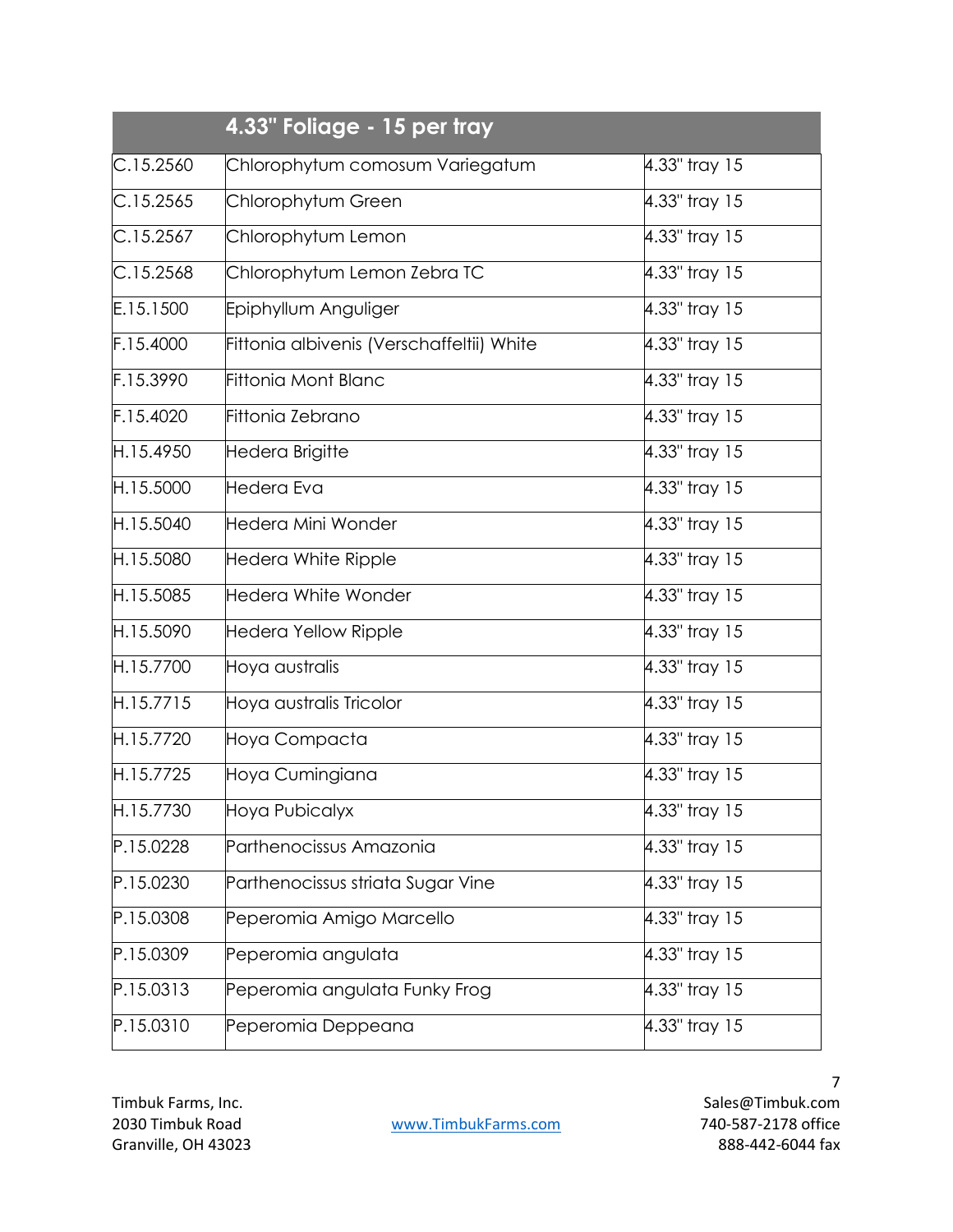| | 4.33" Foliage - 15 per tray | |
|---|---|---|
| C.15.2560 | Chlorophytum comosum Variegatum | 4.33" tray 15 |
| C.15.2565 | Chlorophytum Green | 4.33" tray 15 |
| C.15.2567 | Chlorophytum Lemon | 4.33" tray 15 |
| C.15.2568 | Chlorophytum Lemon Zebra TC | 4.33" tray 15 |
| E.15.1500 | Epiphyllum Anguliger | 4.33" tray 15 |
| F.15.4000 | Fittonia albivenis (Verschaffeltii) White | 4.33" tray 15 |
| F.15.3990 | Fittonia Mont Blanc | 4.33" tray 15 |
| F.15.4020 | Fittonia Zebrano | 4.33" tray 15 |
| H.15.4950 | Hedera Brigitte | 4.33" tray 15 |
| H.15.5000 | Hedera Eva | 4.33" tray 15 |
| H.15.5040 | Hedera Mini Wonder | 4.33" tray 15 |
| H.15.5080 | Hedera White Ripple | 4.33" tray 15 |
| H.15.5085 | Hedera White Wonder | 4.33" tray 15 |
| H.15.5090 | Hedera Yellow Ripple | 4.33" tray 15 |
| H.15.7700 | Hoya australis | 4.33" tray 15 |
| H.15.7715 | Hoya australis Tricolor | 4.33" tray 15 |
| H.15.7720 | Hoya Compacta | 4.33" tray 15 |
| H.15.7725 | Hoya Cumingiana | 4.33" tray 15 |
| H.15.7730 | Hoya Pubicalyx | 4.33" tray 15 |
| P.15.0228 | Parthenocissus Amazonia | 4.33" tray 15 |
| P.15.0230 | Parthenocissus striata Sugar Vine | 4.33" tray 15 |
| P.15.0308 | Peperomia Amigo Marcello | 4.33" tray 15 |
| P.15.0309 | Peperomia angulata | 4.33" tray 15 |
| P.15.0313 | Peperomia angulata Funky Frog | 4.33" tray 15 |
| P.15.0310 | Peperomia Deppeana | 4.33" tray 15 |

Timbuk Farms, Inc.
2030 Timbuk Road
Granville, OH 43023

www.TimbukFarms.com

Sales@Timbuk.com
740-587-2178 office
888-442-6044 fax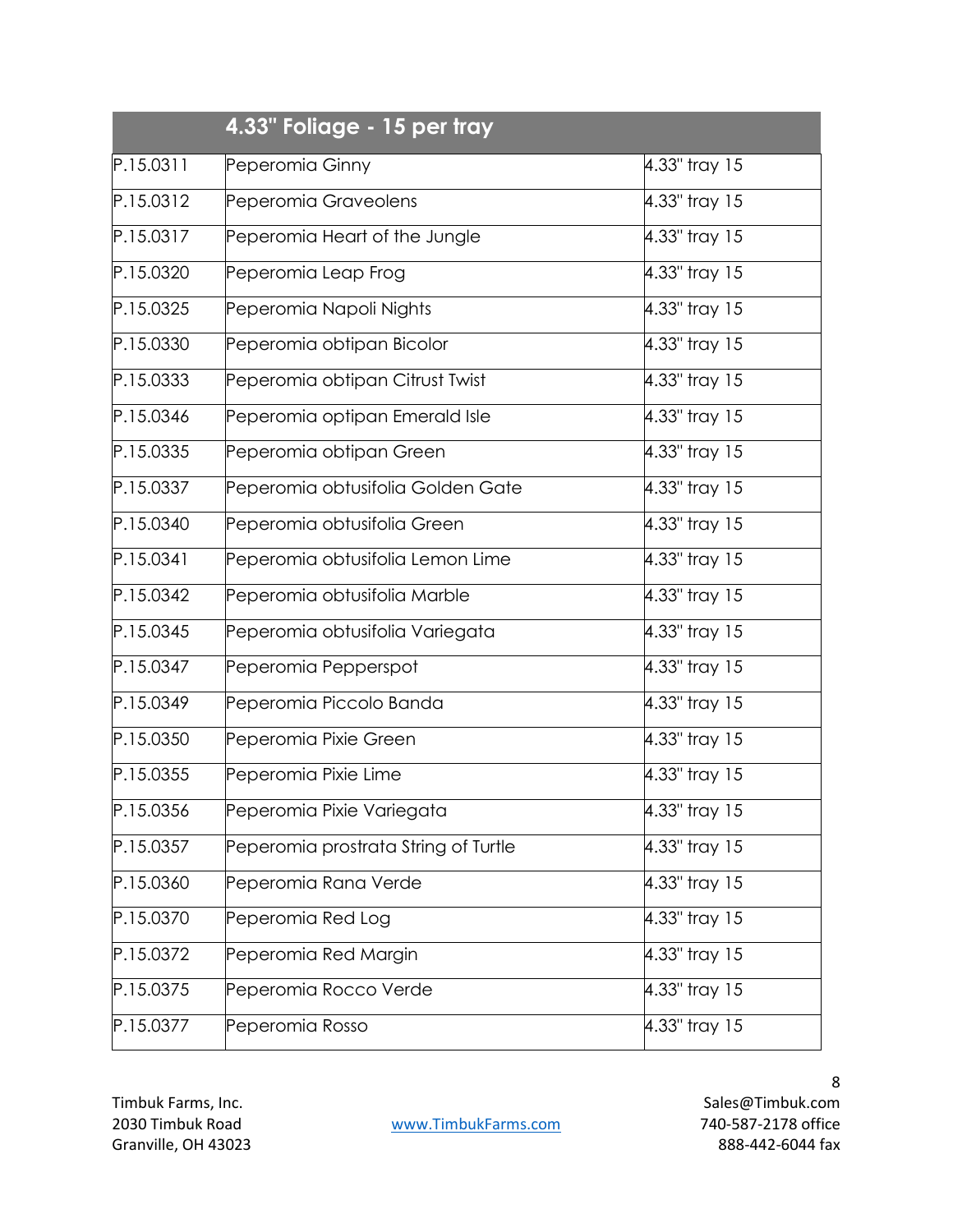| | 4.33" Foliage - 15 per tray | |
|---|---|---|
| P.15.0311 | Peperomia Ginny | 4.33" tray 15 |
| P.15.0312 | Peperomia Graveolens | 4.33" tray 15 |
| P.15.0317 | Peperomia Heart of the Jungle | 4.33" tray 15 |
| P.15.0320 | Peperomia Leap Frog | 4.33" tray 15 |
| P.15.0325 | Peperomia Napoli Nights | 4.33" tray 15 |
| P.15.0330 | Peperomia obtipan Bicolor | 4.33" tray 15 |
| P.15.0333 | Peperomia obtipan Citrust Twist | 4.33" tray 15 |
| P.15.0346 | Peperomia optipan Emerald Isle | 4.33" tray 15 |
| P.15.0335 | Peperomia obtipan Green | 4.33" tray 15 |
| P.15.0337 | Peperomia obtusifolia Golden Gate | 4.33" tray 15 |
| P.15.0340 | Peperomia obtusifolia Green | 4.33" tray 15 |
| P.15.0341 | Peperomia obtusifolia Lemon Lime | 4.33" tray 15 |
| P.15.0342 | Peperomia obtusifolia Marble | 4.33" tray 15 |
| P.15.0345 | Peperomia obtusifolia Variegata | 4.33" tray 15 |
| P.15.0347 | Peperomia Pepperspot | 4.33" tray 15 |
| P.15.0349 | Peperomia Piccolo Banda | 4.33" tray 15 |
| P.15.0350 | Peperomia Pixie Green | 4.33" tray 15 |
| P.15.0355 | Peperomia Pixie Lime | 4.33" tray 15 |
| P.15.0356 | Peperomia Pixie Variegata | 4.33" tray 15 |
| P.15.0357 | Peperomia prostrata String of Turtle | 4.33" tray 15 |
| P.15.0360 | Peperomia Rana Verde | 4.33" tray 15 |
| P.15.0370 | Peperomia Red Log | 4.33" tray 15 |
| P.15.0372 | Peperomia Red Margin | 4.33" tray 15 |
| P.15.0375 | Peperomia Rocco Verde | 4.33" tray 15 |
| P.15.0377 | Peperomia Rosso | 4.33" tray 15 |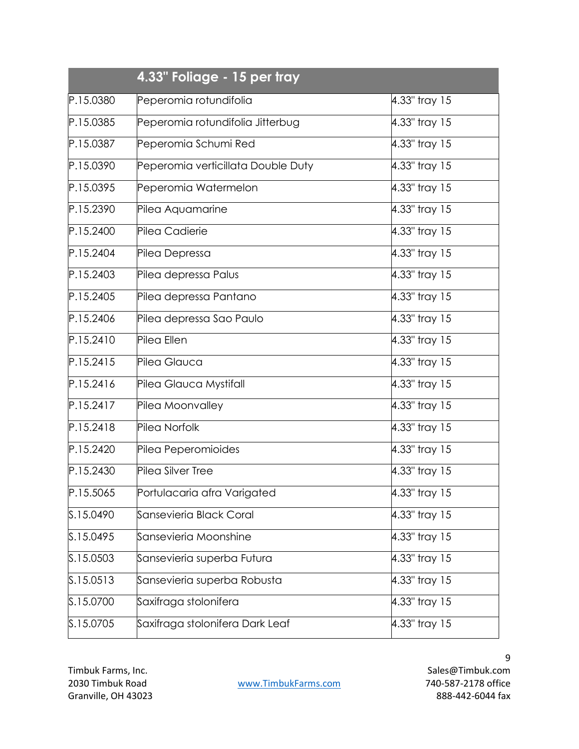| | 4.33" Foliage - 15 per tray | |
|---|---|---|
| P.15.0380 | Peperomia rotundifolia | 4.33" tray 15 |
| P.15.0385 | Peperomia rotundifolia Jitterbug | 4.33" tray 15 |
| P.15.0387 | Peperomia Schumi Red | 4.33" tray 15 |
| P.15.0390 | Peperomia verticillata Double Duty | 4.33" tray 15 |
| P.15.0395 | Peperomia Watermelon | 4.33" tray 15 |
| P.15.2390 | Pilea Aquamarine | 4.33" tray 15 |
| P.15.2400 | Pilea Cadierie | 4.33" tray 15 |
| P.15.2404 | Pilea Depressa | 4.33" tray 15 |
| P.15.2403 | Pilea depressa Palus | 4.33" tray 15 |
| P.15.2405 | Pilea depressa Pantano | 4.33" tray 15 |
| P.15.2406 | Pilea depressa Sao Paulo | 4.33" tray 15 |
| P.15.2410 | Pilea Ellen | 4.33" tray 15 |
| P.15.2415 | Pilea Glauca | 4.33" tray 15 |
| P.15.2416 | Pilea Glauca Mystifall | 4.33" tray 15 |
| P.15.2417 | Pilea Moonvalley | 4.33" tray 15 |
| P.15.2418 | Pilea Norfolk | 4.33" tray 15 |
| P.15.2420 | Pilea Peperomioides | 4.33" tray 15 |
| P.15.2430 | Pilea Silver Tree | 4.33" tray 15 |
| P.15.5065 | Portulacaria afra Varigated | 4.33" tray 15 |
| S.15.0490 | Sansevieria Black Coral | 4.33" tray 15 |
| S.15.0495 | Sansevieria Moonshine | 4.33" tray 15 |
| S.15.0503 | Sansevieria superba Futura | 4.33" tray 15 |
| S.15.0513 | Sansevieria superba Robusta | 4.33" tray 15 |
| S.15.0700 | Saxifraga stolonifera | 4.33" tray 15 |
| S.15.0705 | Saxifraga stolonifera Dark Leaf | 4.33" tray 15 |

Timbuk Farms, Inc.
2030 Timbuk Road
Granville, OH 43023

www.TimbukFarms.com

Sales@Timbuk.com
740-587-2178 office
888-442-6044 fax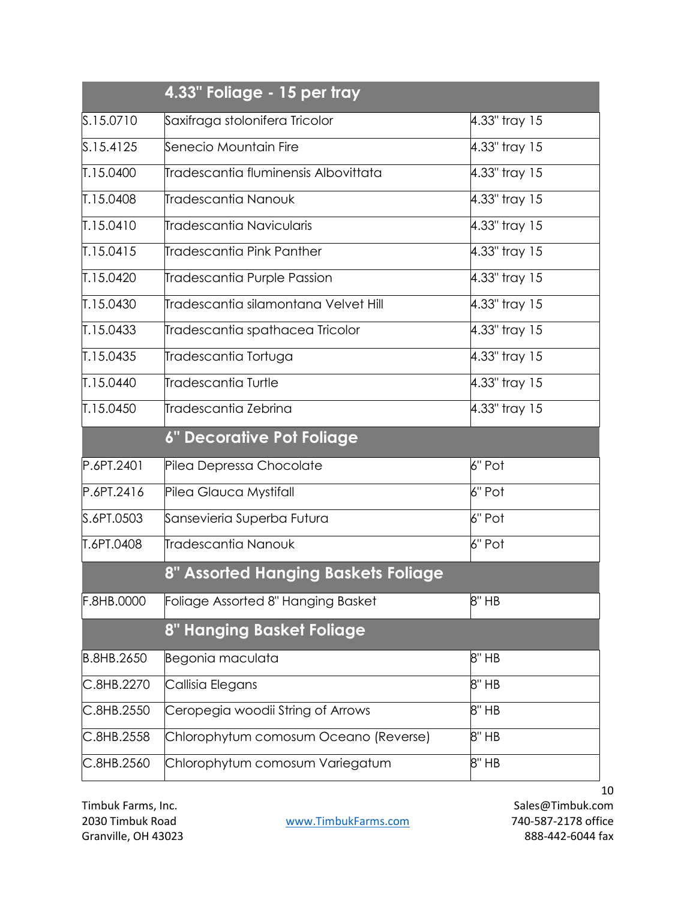|  | 4.33" Foliage - 15 per tray |  |
|---|---|---|
| S.15.0710 | Saxifraga stolonifera Tricolor | 4.33" tray 15 |
| S.15.4125 | Senecio Mountain Fire | 4.33" tray 15 |
| T.15.0400 | Tradescantia fluminensis Albovittata | 4.33" tray 15 |
| T.15.0408 | Tradescantia Nanouk | 4.33" tray 15 |
| T.15.0410 | Tradescantia Navicularis | 4.33" tray 15 |
| T.15.0415 | Tradescantia Pink Panther | 4.33" tray 15 |
| T.15.0420 | Tradescantia Purple Passion | 4.33" tray 15 |
| T.15.0430 | Tradescantia silamontana Velvet Hill | 4.33" tray 15 |
| T.15.0433 | Tradescantia spathacea Tricolor | 4.33" tray 15 |
| T.15.0435 | Tradescantia Tortuga | 4.33" tray 15 |
| T.15.0440 | Tradescantia Turtle | 4.33" tray 15 |
| T.15.0450 | Tradescantia Zebrina | 4.33" tray 15 |
|  | **6" Decorative Pot Foliage** |  |
| P.6PT.2401 | Pilea Depressa Chocolate | 6" Pot |
| P.6PT.2416 | Pilea Glauca Mystifall | 6" Pot |
| S.6PT.0503 | Sansevieria Superba Futura | 6" Pot |
| T.6PT.0408 | Tradescantia Nanouk | 6" Pot |
|  | **8" Assorted Hanging Baskets Foliage** |  |
| F.8HB.0000 | Foliage Assorted 8" Hanging Basket | 8" HB |
|  | **8" Hanging Basket Foliage** |  |
| B.8HB.2650 | Begonia maculata | 8" HB |
| C.8HB.2270 | Callisia Elegans | 8" HB |
| C.8HB.2550 | Ceropegia woodii String of Arrows | 8" HB |
| C.8HB.2558 | Chlorophytum comosum Oceano (Reverse) | 8" HB |
| C.8HB.2560 | Chlorophytum comosum Variegatum | 8" HB |

Timbuk Farms, Inc.
2030 Timbuk Road
Granville, OH 43023

www.TimbukFarms.com

Sales@Timbuk.com
740-587-2178 office
888-442-6044 fax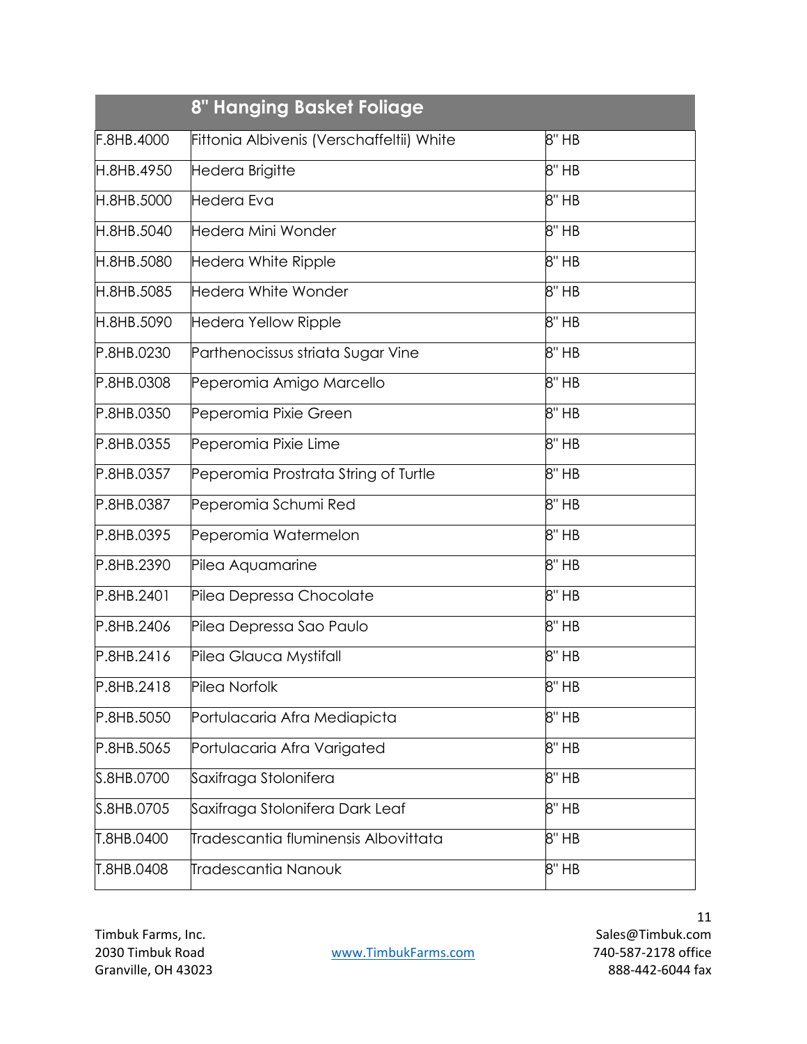| | 8" Hanging Basket Foliage | |
|---|---|---|
| F.8HB.4000 | Fittonia Albivenis (Verschaffeltii) White | 8" HB |
| H.8HB.4950 | Hedera Brigitte | 8" HB |
| H.8HB.5000 | Hedera Eva | 8" HB |
| H.8HB.5040 | Hedera Mini Wonder | 8" HB |
| H.8HB.5080 | Hedera White Ripple | 8" HB |
| H.8HB.5085 | Hedera White Wonder | 8" HB |
| H.8HB.5090 | Hedera Yellow Ripple | 8" HB |
| P.8HB.0230 | Parthenocissus striata Sugar Vine | 8" HB |
| P.8HB.0308 | Peperomia Amigo Marcello | 8" HB |
| P.8HB.0350 | Peperomia Pixie Green | 8" HB |
| P.8HB.0355 | Peperomia Pixie Lime | 8" HB |
| P.8HB.0357 | Peperomia Prostrata String of Turtle | 8" HB |
| P.8HB.0387 | Peperomia Schumi Red | 8" HB |
| P.8HB.0395 | Peperomia Watermelon | 8" HB |
| P.8HB.2390 | Pilea Aquamarine | 8" HB |
| P.8HB.2401 | Pilea Depressa Chocolate | 8" HB |
| P.8HB.2406 | Pilea Depressa Sao Paulo | 8" HB |
| P.8HB.2416 | Pilea Glauca Mystifall | 8" HB |
| P.8HB.2418 | Pilea Norfolk | 8" HB |
| P.8HB.5050 | Portulacaria Afra Mediapicta | 8" HB |
| P.8HB.5065 | Portulacaria Afra Varigated | 8" HB |
| S.8HB.0700 | Saxifraga Stolonifera | 8" HB |
| S.8HB.0705 | Saxifraga Stolonifera Dark Leaf | 8" HB |
| T.8HB.0400 | Tradescantia fluminensis Albovittata | 8" HB |
| T.8HB.0408 | Tradescantia Nanouk | 8" HB |

Timbuk Farms, Inc.
2030 Timbuk Road
Granville, OH 43023

www.TimbukFarms.com

Sales@Timbuk.com
740-587-2178 office
888-442-6044 fax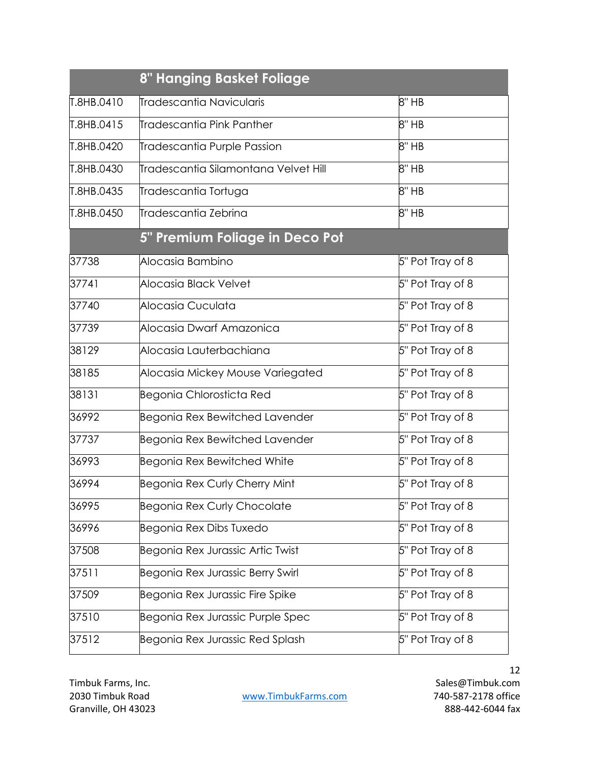| | 8" Hanging Basket Foliage | |
|---|---|---|
| T.8HB.0410 | Tradescantia Navicularis | 8" HB |
| T.8HB.0415 | Tradescantia Pink Panther | 8" HB |
| T.8HB.0420 | Tradescantia Purple Passion | 8" HB |
| T.8HB.0430 | Tradescantia Silamontana Velvet Hill | 8" HB |
| T.8HB.0435 | Tradescantia Tortuga | 8" HB |
| T.8HB.0450 | Tradescantia Zebrina | 8" HB |

| | 5" Premium Foliage in Deco Pot | |
|---|---|---|
| 37738 | Alocasia Bambino | 5" Pot Tray of 8 |
| 37741 | Alocasia Black Velvet | 5" Pot Tray of 8 |
| 37740 | Alocasia Cuculata | 5" Pot Tray of 8 |
| 37739 | Alocasia Dwarf Amazonica | 5" Pot Tray of 8 |
| 38129 | Alocasia Lauterbachiana | 5" Pot Tray of 8 |
| 38185 | Alocasia Mickey Mouse Variegated | 5" Pot Tray of 8 |
| 38131 | Begonia Chlorosticta Red | 5" Pot Tray of 8 |
| 36992 | Begonia Rex Bewitched Lavender | 5" Pot Tray of 8 |
| 37737 | Begonia Rex Bewitched Lavender | 5" Pot Tray of 8 |
| 36993 | Begonia Rex Bewitched White | 5" Pot Tray of 8 |
| 36994 | Begonia Rex Curly Cherry Mint | 5" Pot Tray of 8 |
| 36995 | Begonia Rex Curly Chocolate | 5" Pot Tray of 8 |
| 36996 | Begonia Rex Dibs Tuxedo | 5" Pot Tray of 8 |
| 37508 | Begonia Rex Jurassic Artic Twist | 5" Pot Tray of 8 |
| 37511 | Begonia Rex Jurassic Berry Swirl | 5" Pot Tray of 8 |
| 37509 | Begonia Rex Jurassic Fire Spike | 5" Pot Tray of 8 |
| 37510 | Begonia Rex Jurassic Purple Spec | 5" Pot Tray of 8 |
| 37512 | Begonia Rex Jurassic Red Splash | 5" Pot Tray of 8 |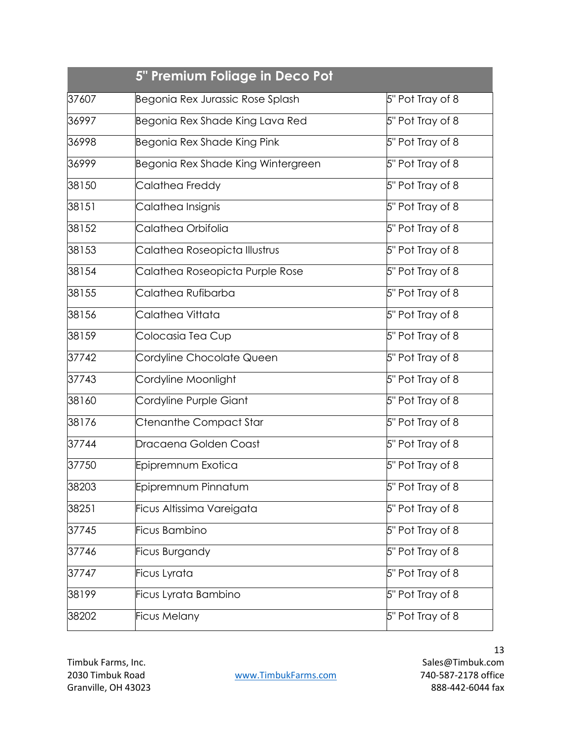| | 5" Premium Foliage in Deco Pot | |
|---|---|---|
| 37607 | Begonia Rex Jurassic Rose Splash | 5" Pot Tray of 8 |
| 36997 | Begonia Rex Shade King Lava Red | 5" Pot Tray of 8 |
| 36998 | Begonia Rex Shade King Pink | 5" Pot Tray of 8 |
| 36999 | Begonia Rex Shade King Wintergreen | 5" Pot Tray of 8 |
| 38150 | Calathea Freddy | 5" Pot Tray of 8 |
| 38151 | Calathea Insignis | 5" Pot Tray of 8 |
| 38152 | Calathea Orbifolia | 5" Pot Tray of 8 |
| 38153 | Calathea Roseopicta Illustrus | 5" Pot Tray of 8 |
| 38154 | Calathea Roseopicta Purple Rose | 5" Pot Tray of 8 |
| 38155 | Calathea Rufibarba | 5" Pot Tray of 8 |
| 38156 | Calathea Vittata | 5" Pot Tray of 8 |
| 38159 | Colocasia Tea Cup | 5" Pot Tray of 8 |
| 37742 | Cordyline Chocolate Queen | 5" Pot Tray of 8 |
| 37743 | Cordyline Moonlight | 5" Pot Tray of 8 |
| 38160 | Cordyline Purple Giant | 5" Pot Tray of 8 |
| 38176 | Ctenanthe Compact Star | 5" Pot Tray of 8 |
| 37744 | Dracaena Golden Coast | 5" Pot Tray of 8 |
| 37750 | Epipremnum Exotica | 5" Pot Tray of 8 |
| 38203 | Epipremnum Pinnatum | 5" Pot Tray of 8 |
| 38251 | Ficus Altissima Vareigata | 5" Pot Tray of 8 |
| 37745 | Ficus Bambino | 5" Pot Tray of 8 |
| 37746 | Ficus Burgandy | 5" Pot Tray of 8 |
| 37747 | Ficus Lyrata | 5" Pot Tray of 8 |
| 38199 | Ficus Lyrata Bambino | 5" Pot Tray of 8 |
| 38202 | Ficus Melany | 5" Pot Tray of 8 |

Timbuk Farms, Inc.
2030 Timbuk Road
Granville, OH 43023

www.TimbukFarms.com

Sales@Timbuk.com
740-587-2178 office
888-442-6044 fax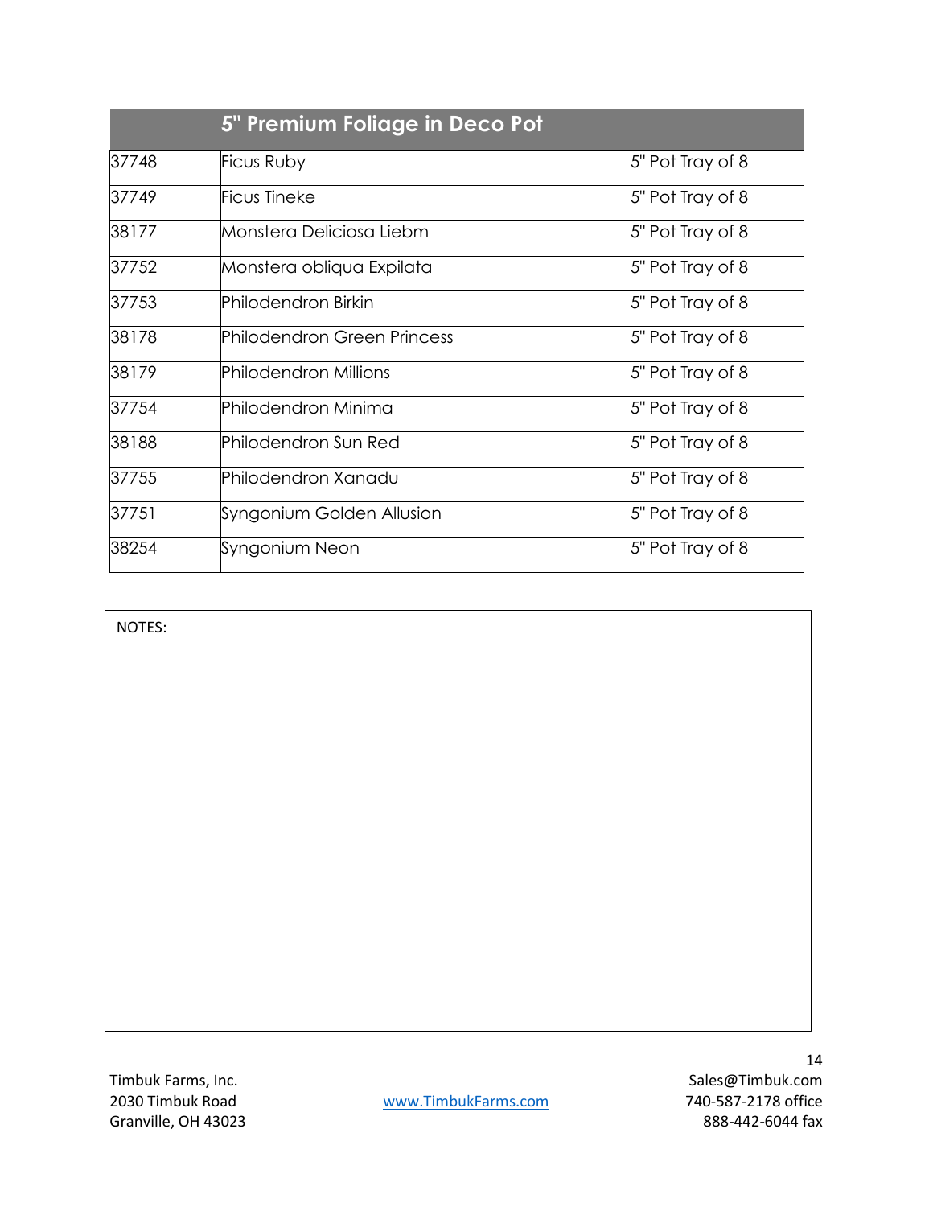| | 5" Premium Foliage in Deco Pot | |
|---|---|---|
| 37748 | Ficus Ruby | 5" Pot Tray of 8 |
| 37749 | Ficus Tineke | 5" Pot Tray of 8 |
| 38177 | Monstera Deliciosa Liebm | 5" Pot Tray of 8 |
| 37752 | Monstera obliqua Expilata | 5" Pot Tray of 8 |
| 37753 | Philodendron Birkin | 5" Pot Tray of 8 |
| 38178 | Philodendron Green Princess | 5" Pot Tray of 8 |
| 38179 | Philodendron Millions | 5" Pot Tray of 8 |
| 37754 | Philodendron Minima | 5" Pot Tray of 8 |
| 38188 | Philodendron Sun Red | 5" Pot Tray of 8 |
| 37755 | Philodendron Xanadu | 5" Pot Tray of 8 |
| 37751 | Syngonium Golden Allusion | 5" Pot Tray of 8 |
| 38254 | Syngonium Neon | 5" Pot Tray of 8 |

NOTES:

Timbuk Farms, Inc.
2030 Timbuk Road
Granville, OH 43023

www.TimbukFarms.com

Sales@Timbuk.com
740-587-2178 office
888-442-6044 fax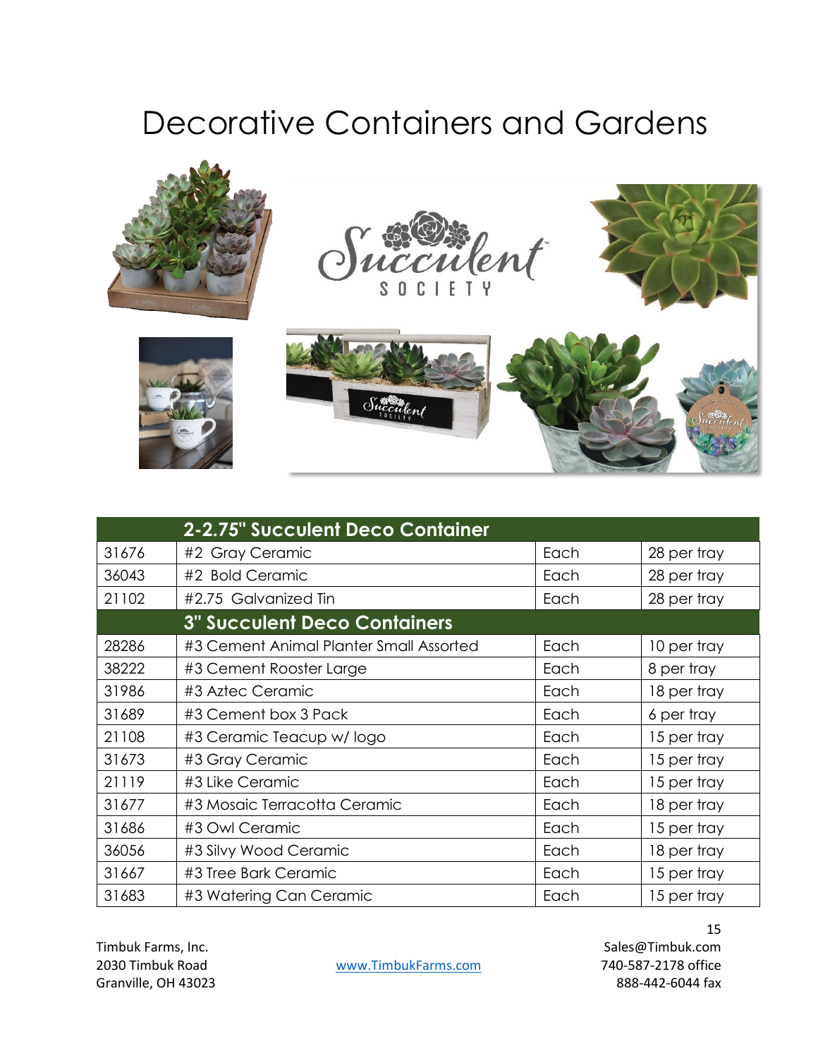# Decorative Containers and Gardens

| | 2-2.75" Succulent Deco Container | | |
|---|---|---|---|
| 31676 | #2 Gray Ceramic | Each | 28 per tray |
| 36043 | #2 Bold Ceramic | Each | 28 per tray |
| 21102 | #2.75 Galvanized Tin | Each | 28 per tray |
| | **3" Succulent Deco Containers** | | |
| 28286 | #3 Cement Animal Planter Small Assorted | Each | 10 per tray |
| 38222 | #3 Cement Rooster Large | Each | 8 per tray |
| 31986 | #3 Aztec Ceramic | Each | 18 per tray |
| 31689 | #3 Cement box 3 Pack | Each | 6 per tray |
| 21108 | #3 Ceramic Teacup w/ logo | Each | 15 per tray |
| 31673 | #3 Gray Ceramic | Each | 15 per tray |
| 21119 | #3 Like Ceramic | Each | 15 per tray |
| 31677 | #3 Mosaic Terracotta Ceramic | Each | 18 per tray |
| 31686 | #3 Owl Ceramic | Each | 15 per tray |
| 36056 | #3 Silvy Wood Ceramic | Each | 18 per tray |
| 31667 | #3 Tree Bark Ceramic | Each | 15 per tray |
| 31683 | #3 Watering Can Ceramic | Each | 15 per tray |

Timbuk Farms, Inc.
2030 Timbuk Road
Granville, OH 43023

www.TimbukFarms.com

Sales@Timbuk.com
740-587-2178 office
888-442-6044 fax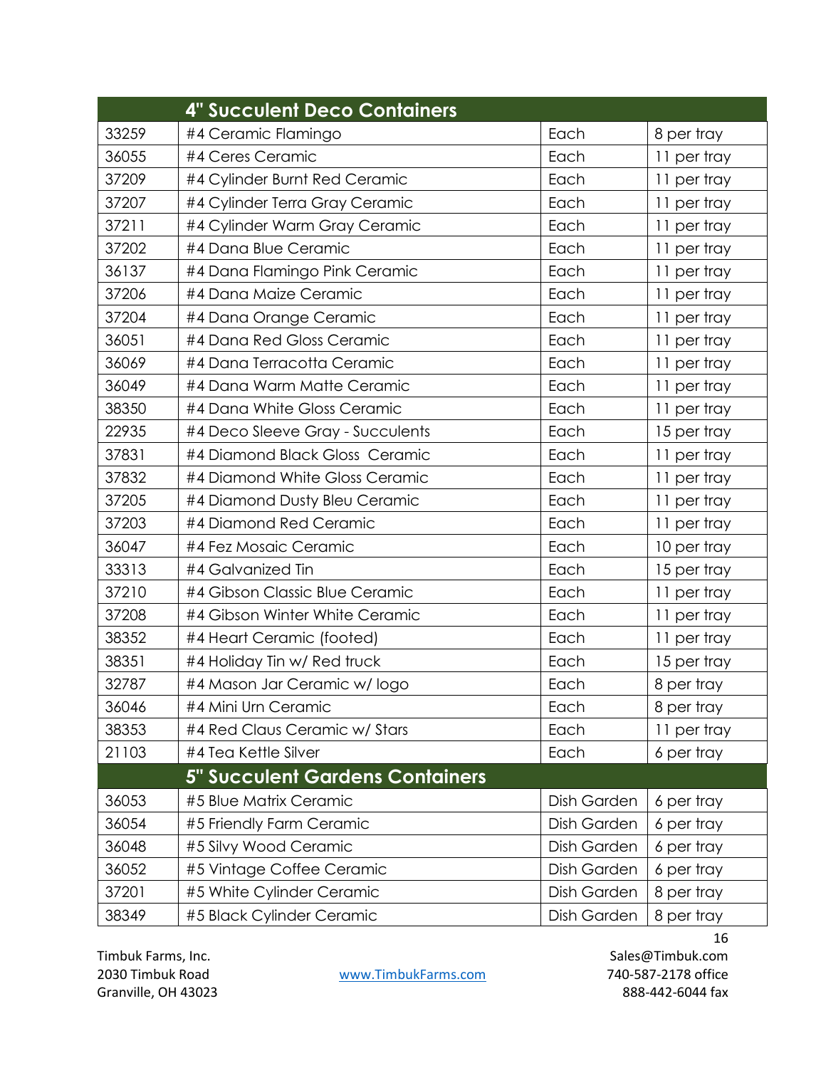| | 4" Succulent Deco Containers | | |
|---|---|---|---|
| 33259 | #4 Ceramic Flamingo | Each | 8 per tray |
| 36055 | #4 Ceres Ceramic | Each | 11 per tray |
| 37209 | #4 Cylinder Burnt Red Ceramic | Each | 11 per tray |
| 37207 | #4 Cylinder Terra Gray Ceramic | Each | 11 per tray |
| 37211 | #4 Cylinder Warm Gray Ceramic | Each | 11 per tray |
| 37202 | #4 Dana Blue Ceramic | Each | 11 per tray |
| 36137 | #4 Dana Flamingo Pink Ceramic | Each | 11 per tray |
| 37206 | #4 Dana Maize Ceramic | Each | 11 per tray |
| 37204 | #4 Dana Orange Ceramic | Each | 11 per tray |
| 36051 | #4 Dana Red Gloss Ceramic | Each | 11 per tray |
| 36069 | #4 Dana Terracotta Ceramic | Each | 11 per tray |
| 36049 | #4 Dana Warm Matte Ceramic | Each | 11 per tray |
| 38350 | #4 Dana White Gloss Ceramic | Each | 11 per tray |
| 22935 | #4 Deco Sleeve Gray - Succulents | Each | 15 per tray |
| 37831 | #4 Diamond Black Gloss Ceramic | Each | 11 per tray |
| 37832 | #4 Diamond White Gloss Ceramic | Each | 11 per tray |
| 37205 | #4 Diamond Dusty Bleu Ceramic | Each | 11 per tray |
| 37203 | #4 Diamond Red Ceramic | Each | 11 per tray |
| 36047 | #4 Fez Mosaic Ceramic | Each | 10 per tray |
| 33313 | #4 Galvanized Tin | Each | 15 per tray |
| 37210 | #4 Gibson Classic Blue Ceramic | Each | 11 per tray |
| 37208 | #4 Gibson Winter White Ceramic | Each | 11 per tray |
| 38352 | #4 Heart Ceramic (footed) | Each | 11 per tray |
| 38351 | #4 Holiday Tin w/ Red truck | Each | 15 per tray |
| 32787 | #4 Mason Jar Ceramic w/ logo | Each | 8 per tray |
| 36046 | #4 Mini Urn Ceramic | Each | 8 per tray |
| 38353 | #4 Red Claus Ceramic w/ Stars | Each | 11 per tray |
| 21103 | #4 Tea Kettle Silver | Each | 6 per tray |
| | **5" Succulent Gardens Containers** | | |
| 36053 | #5 Blue Matrix Ceramic | Dish Garden | 6 per tray |
| 36054 | #5 Friendly Farm Ceramic | Dish Garden | 6 per tray |
| 36048 | #5 Silvy Wood Ceramic | Dish Garden | 6 per tray |
| 36052 | #5 Vintage Coffee Ceramic | Dish Garden | 6 per tray |
| 37201 | #5 White Cylinder Ceramic | Dish Garden | 8 per tray |
| 38349 | #5 Black Cylinder Ceramic | Dish Garden | 8 per tray |

Timbuk Farms, Inc.
2030 Timbuk Road
Granville, OH 43023

www.TimbukFarms.com

Sales@Timbuk.com
740-587-2178 office
888-442-6044 fax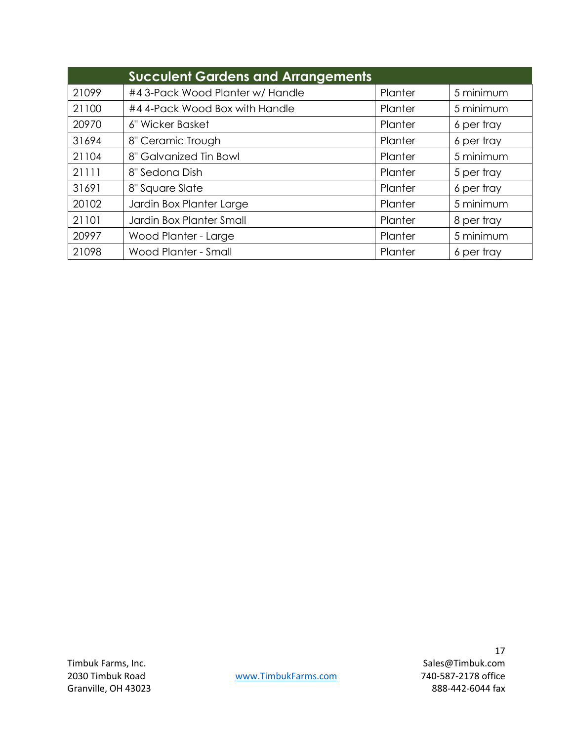| | Succulent Gardens and Arrangements | | |
|---|---|---|---|
| 21099 | #4 3-Pack Wood Planter w/ Handle | Planter | 5 minimum |
| 21100 | #4 4-Pack Wood Box with Handle | Planter | 5 minimum |
| 20970 | 6" Wicker Basket | Planter | 6 per tray |
| 31694 | 8" Ceramic Trough | Planter | 6 per tray |
| 21104 | 8" Galvanized Tin Bowl | Planter | 5 minimum |
| 21111 | 8" Sedona Dish | Planter | 5 per tray |
| 31691 | 8" Square Slate | Planter | 6 per tray |
| 20102 | Jardin Box Planter Large | Planter | 5 minimum |
| 21101 | Jardin Box Planter Small | Planter | 8 per tray |
| 20997 | Wood Planter - Large | Planter | 5 minimum |
| 21098 | Wood Planter - Small | Planter | 6 per tray |